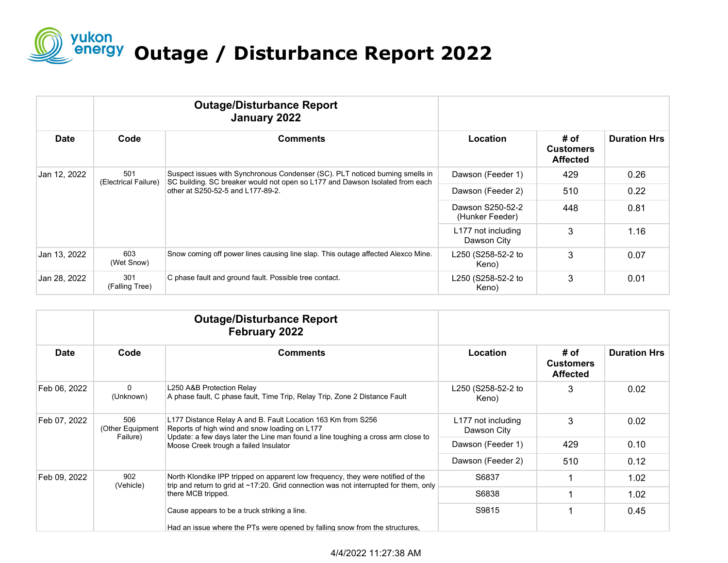# Outage / Disturbance Report 2022

| | Outage/Disturbance Report January 2022 | | | | |
|---|---|---|---|---|---|
| **Date** | **Code** | **Comments** | **Location** | **# of Customers Affected** | **Duration Hrs** |
| Jan 12, 2022 | 501 (Electrical Failure) | Suspect issues with Synchronous Condenser (SC). PLT noticed burning smells in SC building. SC breaker would not open so L177 and Dawson Isolated from each other at S250-52-5 and L177-89-2. | Dawson (Feeder 1) | 429 | 0.26 |
| | | | Dawson (Feeder 2) | 510 | 0.22 |
| | | | Dawson S250-52-2 (Hunker Feeder) | 448 | 0.81 |
| | | | L177 not including Dawson City | 3 | 1.16 |
| Jan 13, 2022 | 603 (Wet Snow) | Snow coming off power lines causing line slap. This outage affected Alexco Mine. | L250 (S258-52-2 to Keno) | 3 | 0.07 |
| Jan 28, 2022 | 301 (Falling Tree) | C phase fault and ground fault. Possible tree contact. | L250 (S258-52-2 to Keno) | 3 | 0.01 |

| | Outage/Disturbance Report February 2022 | | | | |
|---|---|---|---|---|---|
| **Date** | **Code** | **Comments** | **Location** | **# of Customers Affected** | **Duration Hrs** |
| Feb 06, 2022 | 0 (Unknown) | L250 A&B Protection Relay<br>A phase fault, C phase fault, Time Trip, Relay Trip, Zone 2 Distance Fault | L250 (S258-52-2 to Keno) | 3 | 0.02 |
| Feb 07, 2022 | 506 (Other Equipment Failure) | L177 Distance Relay A and B. Fault Location 163 Km from S256<br>Reports of high wind and snow loading on L177<br>Update: a few days later the Line man found a line toughing a cross arm close to Moose Creek trough a failed Insulator | L177 not including Dawson City | 3 | 0.02 |
| | | | Dawson (Feeder 1) | 429 | 0.10 |
| | | | Dawson (Feeder 2) | 510 | 0.12 |
| Feb 09, 2022 | 902 (Vehicle) | North Klondike IPP tripped on apparent low frequency, they were notified of the trip and return to grid at ~17:20. Grid connection was not interrupted for them, only there MCB tripped.<br><br>Cause appears to be a truck striking a line.<br><br>Had an issue where the PTs were opened by falling snow from the structures, | S6837 | 1 | 1.02 |
| | | | S6838 | 1 | 1.02 |
| | | | S9815 | 1 | 0.45 |

4/4/2022 11:27:38 AM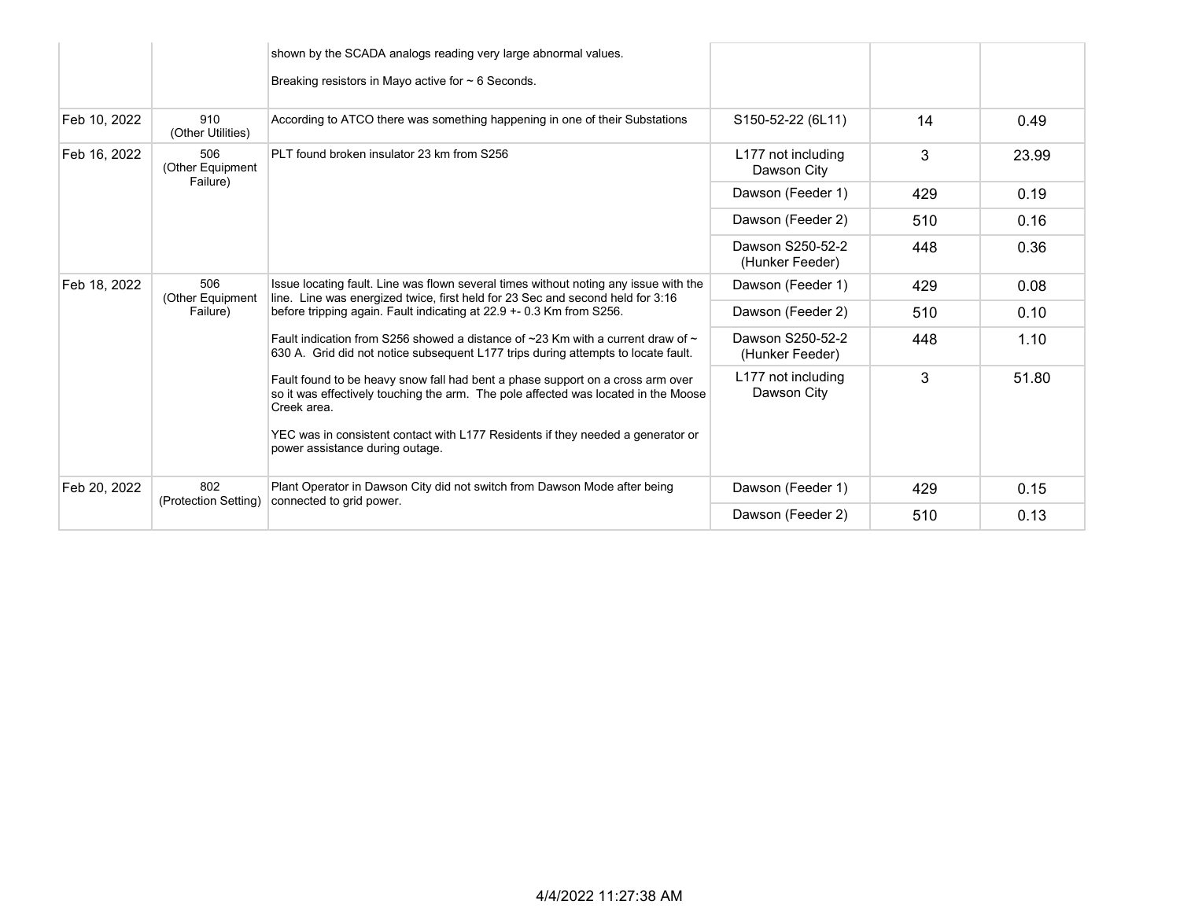| | | | | | |
|---|---|---|---|---|---|
| | | shown by the SCADA analogs reading very large abnormal values.<br><br>Breaking resistors in Mayo active for ~ 6 Seconds. | | | |
| Feb 10, 2022 | 910<br>(Other Utilities) | According to ATCO there was something happening in one of their Substations | S150-52-22 (6L11) | 14 | 0.49 |
| Feb 16, 2022 | 506<br>(Other Equipment Failure) | PLT found broken insulator 23 km from S256 | L177 not including Dawson City | 3 | 23.99 |
| | | | Dawson (Feeder 1) | 429 | 0.19 |
| | | | Dawson (Feeder 2) | 510 | 0.16 |
| | | | Dawson S250-52-2 (Hunker Feeder) | 448 | 0.36 |
| Feb 18, 2022 | 506<br>(Other Equipment Failure) | Issue locating fault. Line was flown several times without noting any issue with the line. Line was energized twice, first held for 23 Sec and second held for 3:16 before tripping again. Fault indicating at 22.9 +- 0.3 Km from S256.<br><br>Fault indication from S256 showed a distance of ~23 Km with a current draw of ~ 630 A. Grid did not notice subsequent L177 trips during attempts to locate fault.<br><br>Fault found to be heavy snow fall had bent a phase support on a cross arm over so it was effectively touching the arm. The pole affected was located in the Moose Creek area.<br><br>YEC was in consistent contact with L177 Residents if they needed a generator or power assistance during outage. | Dawson (Feeder 1) | 429 | 0.08 |
| | | | Dawson (Feeder 2) | 510 | 0.10 |
| | | | Dawson S250-52-2 (Hunker Feeder) | 448 | 1.10 |
| | | | L177 not including Dawson City | 3 | 51.80 |
| Feb 20, 2022 | 802<br>(Protection Setting) | Plant Operator in Dawson City did not switch from Dawson Mode after being connected to grid power. | Dawson (Feeder 1) | 429 | 0.15 |
| | | | Dawson (Feeder 2) | 510 | 0.13 |

4/4/2022 11:27:38 AM